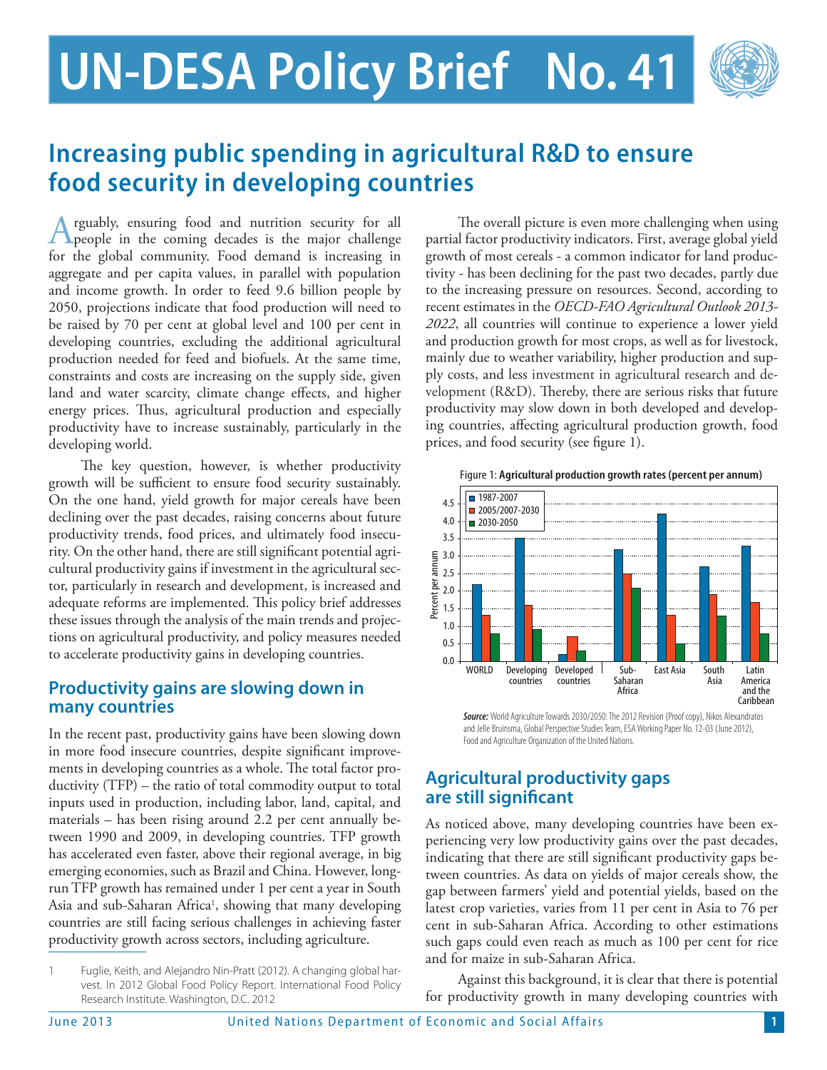// UN-DESA Policy Brief No. 41

# Increasing public spending in agricultural R&D to ensure food security in developing countries

Arguably, ensuring food and nutrition security for all people in the coming decades is the major challenge for the global community. Food demand is increasing in aggregate and per capita values, in parallel with population and income growth. In order to feed 9.6 billion people by 2050, projections indicate that food production will need to be raised by 70 per cent at global level and 100 per cent in developing countries, excluding the additional agricultural production needed for feed and biofuels. At the same time, constraints and costs are increasing on the supply side, given land and water scarcity, climate change effects, and higher energy prices. Thus, agricultural production and especially productivity have to increase sustainably, particularly in the developing world.

The key question, however, is whether productivity growth will be sufficient to ensure food security sustainably. On the one hand, yield growth for major cereals have been declining over the past decades, raising concerns about future productivity trends, food prices, and ultimately food insecurity. On the other hand, there are still significant potential agricultural productivity gains if investment in the agricultural sector, particularly in research and development, is increased and adequate reforms are implemented. This policy brief addresses these issues through the analysis of the main trends and projections on agricultural productivity, and policy measures needed to accelerate productivity gains in developing countries.

## Productivity gains are slowing down in many countries

In the recent past, productivity gains have been slowing down in more food insecure countries, despite significant improvements in developing countries as a whole. The total factor productivity (TFP) – the ratio of total commodity output to total inputs used in production, including labor, land, capital, and materials – has been rising around 2.2 per cent annually between 1990 and 2009, in developing countries. TFP growth has accelerated even faster, above their regional average, in big emerging economies, such as Brazil and China. However, long-run TFP growth has remained under 1 per cent a year in South Asia and sub-Saharan Africa[1], showing that many developing countries are still facing serious challenges in achieving faster productivity growth across sectors, including agriculture.

The overall picture is even more challenging when using partial factor productivity indicators. First, average global yield growth of most cereals - a common indicator for land productivity - has been declining for the past two decades, partly due to the increasing pressure on resources. Second, according to recent estimates in the *OECD-FAO Agricultural Outlook 2013-2022*, all countries will continue to experience a lower yield and production growth for most crops, as well as for livestock, mainly due to weather variability, higher production and supply costs, and less investment in agricultural research and development (R&D). Thereby, there are serious risks that future productivity may slow down in both developed and developing countries, affecting agricultural production growth, food prices, and food security (see figure 1).

Figure 1: **Agricultural production growth rates (percent per annum)**

| Region | 1987-2007 | 2005/2007-2030 | 2030-2050 |
|---|---|---|---|
| WORLD | 2.2 | 1.3 | 0.8 |
| Developing countries | 3.5 | 1.6 | 0.9 |
| Developed countries | 0.2 | 0.7 | 0.3 |
| Sub-Saharan Africa | 3.2 | 2.5 | 2.1 |
| East Asia | 4.2 | 1.3 | 0.5 |
| South Asia | 2.7 | 1.9 | 1.3 |
| Latin America and the Caribbean | 3.3 | 1.7 | 0.8 |

***Source:*** World Agriculture Towards 2030/2050: The 2012 Revision (Proof copy), Nikos Alexandratos and Jelle Bruinsma, Global Perspective Studies Team, ESA Working Paper No. 12-03 (June 2012), Food and Agriculture Organization of the United Nations.

## Agricultural productivity gaps are still significant

As noticed above, many developing countries have been experiencing very low productivity gains over the past decades, indicating that there are still significant productivity gaps between countries. As data on yields of major cereals show, the gap between farmers' yield and potential yields, based on the latest crop varieties, varies from 11 per cent in Asia to 76 per cent in sub-Saharan Africa. According to other estimations such gaps could even reach as much as 100 per cent for rice and for maize in sub-Saharan Africa.

Against this background, it is clear that there is potential for productivity growth in many developing countries with

---

1 Fuglie, Keith, and Alejandro Nin-Pratt (2012). A changing global harvest. In 2012 Global Food Policy Report. International Food Policy Research Institute. Washington, D.C. 2012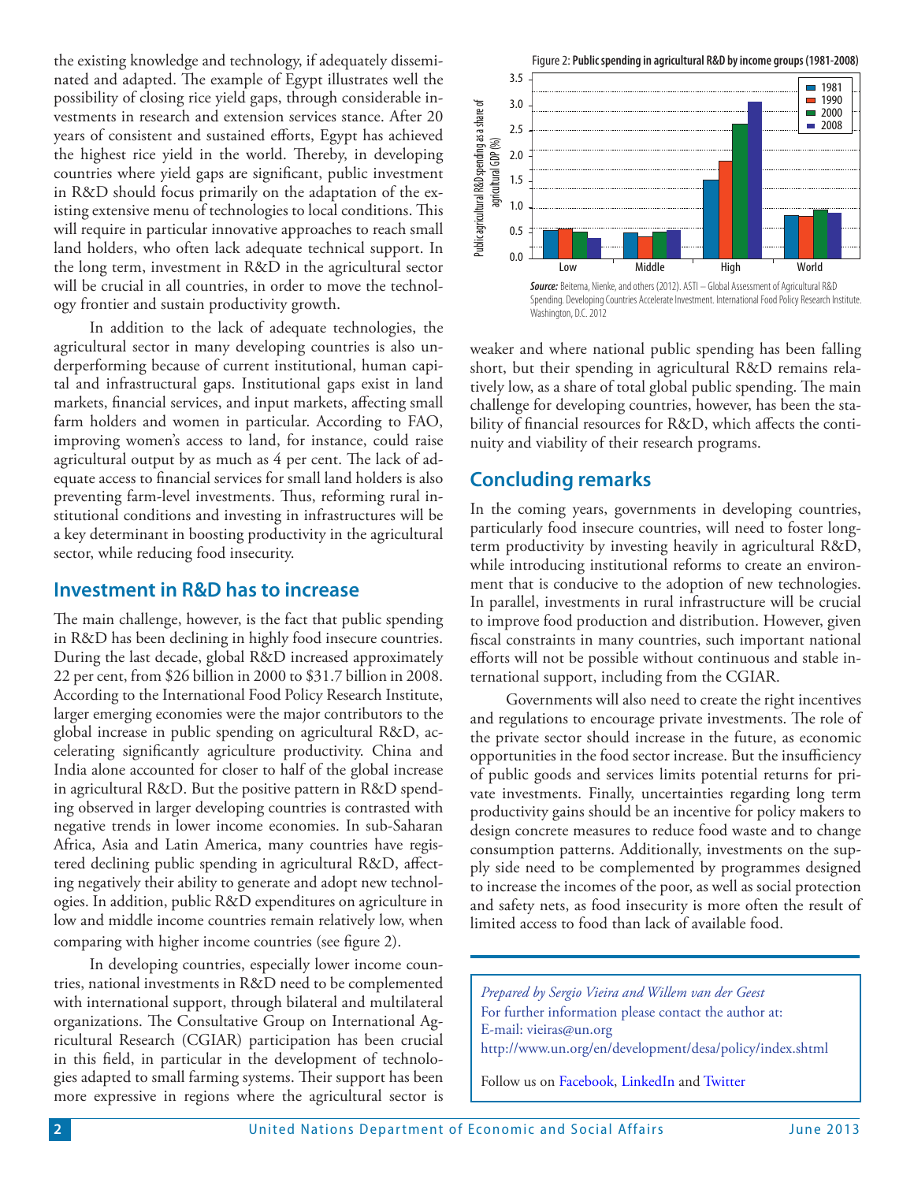the existing knowledge and technology, if adequately disseminated and adapted. The example of Egypt illustrates well the possibility of closing rice yield gaps, through considerable investments in research and extension services stance. After 20 years of consistent and sustained efforts, Egypt has achieved the highest rice yield in the world. Thereby, in developing countries where yield gaps are significant, public investment in R&D should focus primarily on the adaptation of the existing extensive menu of technologies to local conditions. This will require in particular innovative approaches to reach small land holders, who often lack adequate technical support. In the long term, investment in R&D in the agricultural sector will be crucial in all countries, in order to move the technology frontier and sustain productivity growth.

In addition to the lack of adequate technologies, the agricultural sector in many developing countries is also underperforming because of current institutional, human capital and infrastructural gaps. Institutional gaps exist in land markets, financial services, and input markets, affecting small farm holders and women in particular. According to FAO, improving women's access to land, for instance, could raise agricultural output by as much as 4 per cent. The lack of adequate access to financial services for small land holders is also preventing farm-level investments. Thus, reforming rural institutional conditions and investing in infrastructures will be a key determinant in boosting productivity in the agricultural sector, while reducing food insecurity.

## Investment in R&D has to increase

The main challenge, however, is the fact that public spending in R&D has been declining in highly food insecure countries. During the last decade, global R&D increased approximately 22 per cent, from $26 billion in 2000 to $31.7 billion in 2008. According to the International Food Policy Research Institute, larger emerging economies were the major contributors to the global increase in public spending on agricultural R&D, accelerating significantly agriculture productivity. China and India alone accounted for closer to half of the global increase in agricultural R&D. But the positive pattern in R&D spending observed in larger developing countries is contrasted with negative trends in lower income economies. In sub-Saharan Africa, Asia and Latin America, many countries have registered declining public spending in agricultural R&D, affecting negatively their ability to generate and adopt new technologies. In addition, public R&D expenditures on agriculture in low and middle income countries remain relatively low, when comparing with higher income countries (see figure 2).

In developing countries, especially lower income countries, national investments in R&D need to be complemented with international support, through bilateral and multilateral organizations. The Consultative Group on International Agricultural Research (CGIAR) participation has been crucial in this field, in particular in the development of technologies adapted to small farming systems. Their support has been more expressive in regions where the agricultural sector is weaker and where national public spending has been falling short, but their spending in agricultural R&D remains relatively low, as a share of total global public spending. The main challenge for developing countries, however, has been the stability of financial resources for R&D, which affects the continuity and viability of their research programs.

Figure 2: **Public spending in agricultural R&D by income groups (1981-2008)**

Public agricultural R&D spending as a share of agricultural GDP (%)

3.5
3.0
2.5
2.0
1.5
1.0
0.5
0.0

Low
Middle
High
World

1981
1990
2000
2008

***Source:*** Beitema, Nienke, and others (2012). ASTI – Global Assessment of Agricultural R&D Spending. Developing Countries Accelerate Investment. International Food Policy Research Institute. Washington, D.C. 2012

## Concluding remarks

In the coming years, governments in developing countries, particularly food insecure countries, will need to foster long-term productivity by investing heavily in agricultural R&D, while introducing institutional reforms to create an environment that is conducive to the adoption of new technologies. In parallel, investments in rural infrastructure will be crucial to improve food production and distribution. However, given fiscal constraints in many countries, such important national efforts will not be possible without continuous and stable international support, including from the CGIAR.

Governments will also need to create the right incentives and regulations to encourage private investments. The role of the private sector should increase in the future, as economic opportunities in the food sector increase. But the insufficiency of public goods and services limits potential returns for private investments. Finally, uncertainties regarding long term productivity gains should be an incentive for policy makers to design concrete measures to reduce food waste and to change consumption patterns. Additionally, investments on the supply side need to be complemented by programmes designed to increase the incomes of the poor, as well as social protection and safety nets, as food insecurity is more often the result of limited access to food than lack of available food.

*Prepared by Sergio Vieira and Willem van der Geest*
For further information please contact the author at:
E-mail: vieiras@un.org
http://www.un.org/en/development/desa/policy/index.shtml

Follow us on Facebook, LinkedIn and Twitter